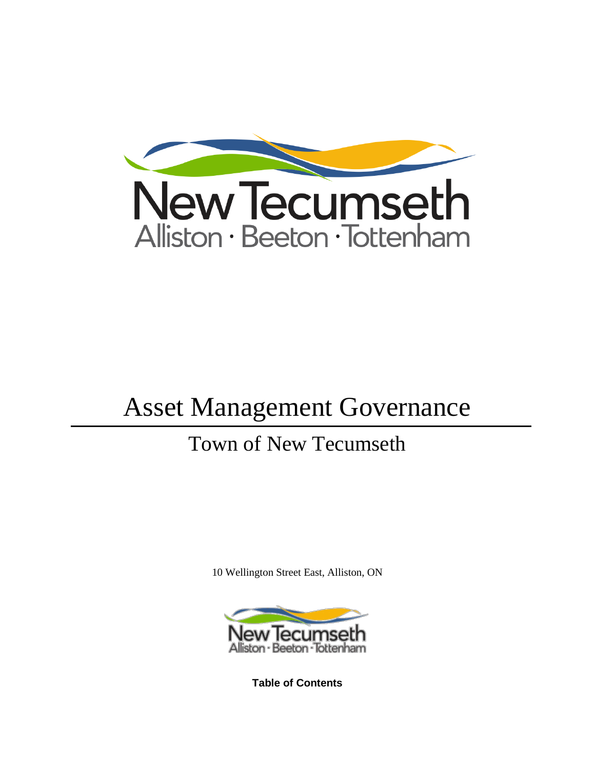# Asset Management Governance

## Town of New Tecumseth

10 Wellington Street East, Alliston, ON

**Table of Contents**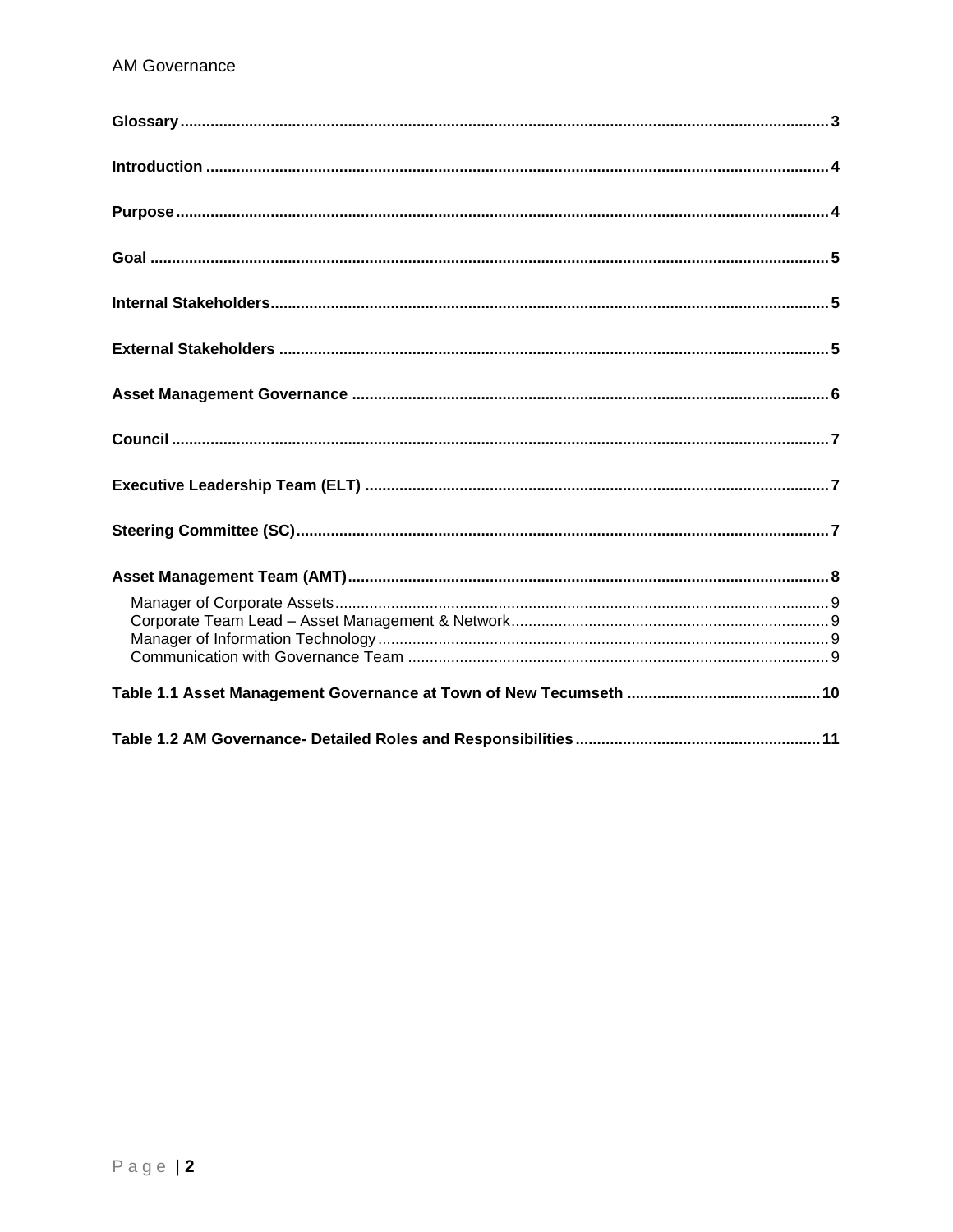**Glossary** .......... 3

**Introduction** .......... 4

**Purpose** .......... 4

**Goal** .......... 5

**Internal Stakeholders** .......... 5

**External Stakeholders** .......... 5

**Asset Management Governance** .......... 6

**Council** .......... 7

**Executive Leadership Team (ELT)** .......... 7

**Steering Committee (SC)** .......... 7

**Asset Management Team (AMT)** .......... 8

- Manager of Corporate Assets .......... 9
- Corporate Team Lead – Asset Management & Network .......... 9
- Manager of Information Technology .......... 9
- Communication with Governance Team .......... 9

**Table 1.1 Asset Management Governance at Town of New Tecumseth** .......... 10

**Table 1.2 AM Governance- Detailed Roles and Responsibilities** .......... 11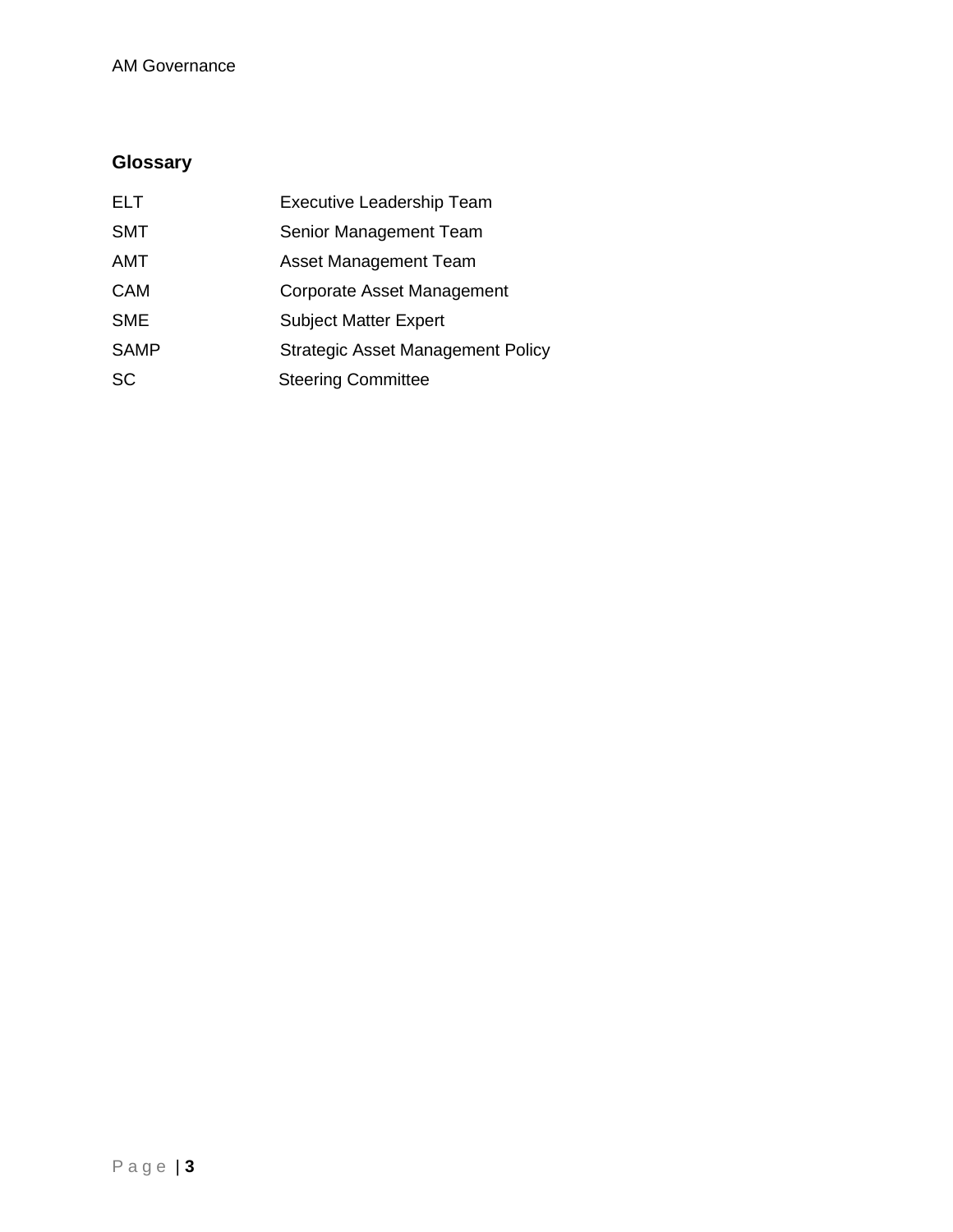## Glossary

| | |
|---|---|
| ELT | Executive Leadership Team |
| SMT | Senior Management Team |
| AMT | Asset Management Team |
| CAM | Corporate Asset Management |
| SME | Subject Matter Expert |
| SAMP | Strategic Asset Management Policy |
| SC | Steering Committee |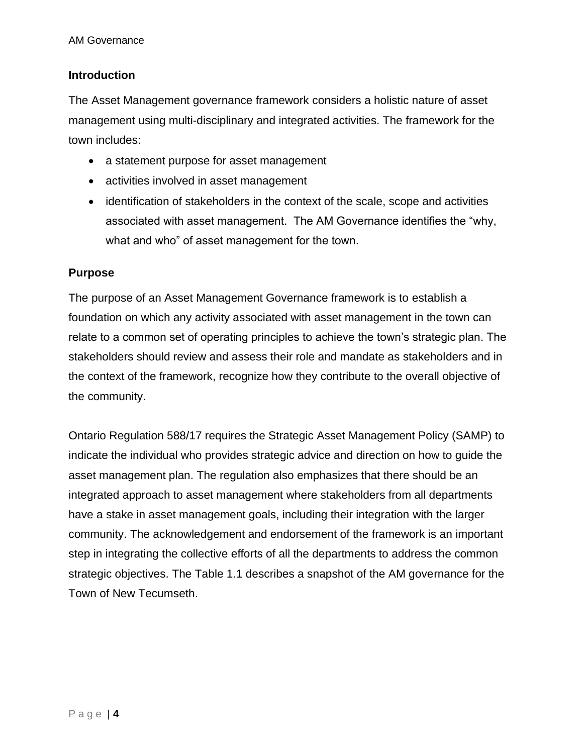## Introduction

The Asset Management governance framework considers a holistic nature of asset management using multi-disciplinary and integrated activities. The framework for the town includes:

- a statement purpose for asset management
- activities involved in asset management
- identification of stakeholders in the context of the scale, scope and activities associated with asset management. The AM Governance identifies the "why, what and who" of asset management for the town.

## Purpose

The purpose of an Asset Management Governance framework is to establish a foundation on which any activity associated with asset management in the town can relate to a common set of operating principles to achieve the town's strategic plan. The stakeholders should review and assess their role and mandate as stakeholders and in the context of the framework, recognize how they contribute to the overall objective of the community.

Ontario Regulation 588/17 requires the Strategic Asset Management Policy (SAMP) to indicate the individual who provides strategic advice and direction on how to guide the asset management plan. The regulation also emphasizes that there should be an integrated approach to asset management where stakeholders from all departments have a stake in asset management goals, including their integration with the larger community. The acknowledgement and endorsement of the framework is an important step in integrating the collective efforts of all the departments to address the common strategic objectives. The Table 1.1 describes a snapshot of the AM governance for the Town of New Tecumseth.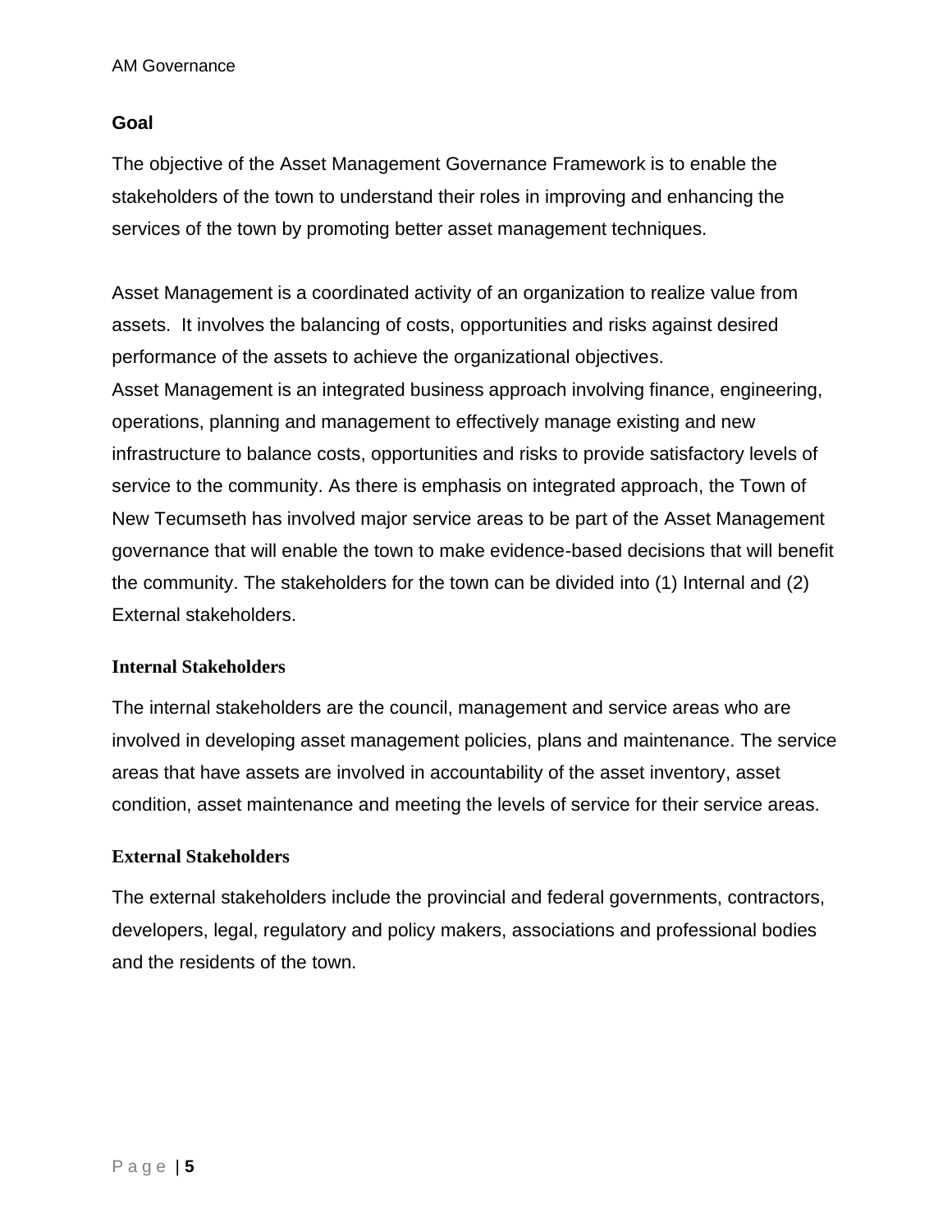## Goal

The objective of the Asset Management Governance Framework is to enable the stakeholders of the town to understand their roles in improving and enhancing the services of the town by promoting better asset management techniques.

Asset Management is a coordinated activity of an organization to realize value from assets. It involves the balancing of costs, opportunities and risks against desired performance of the assets to achieve the organizational objectives.
Asset Management is an integrated business approach involving finance, engineering, operations, planning and management to effectively manage existing and new infrastructure to balance costs, opportunities and risks to provide satisfactory levels of service to the community. As there is emphasis on integrated approach, the Town of New Tecumseth has involved major service areas to be part of the Asset Management governance that will enable the town to make evidence-based decisions that will benefit the community. The stakeholders for the town can be divided into (1) Internal and (2) External stakeholders.

### Internal Stakeholders

The internal stakeholders are the council, management and service areas who are involved in developing asset management policies, plans and maintenance. The service areas that have assets are involved in accountability of the asset inventory, asset condition, asset maintenance and meeting the levels of service for their service areas.

### External Stakeholders

The external stakeholders include the provincial and federal governments, contractors, developers, legal, regulatory and policy makers, associations and professional bodies and the residents of the town.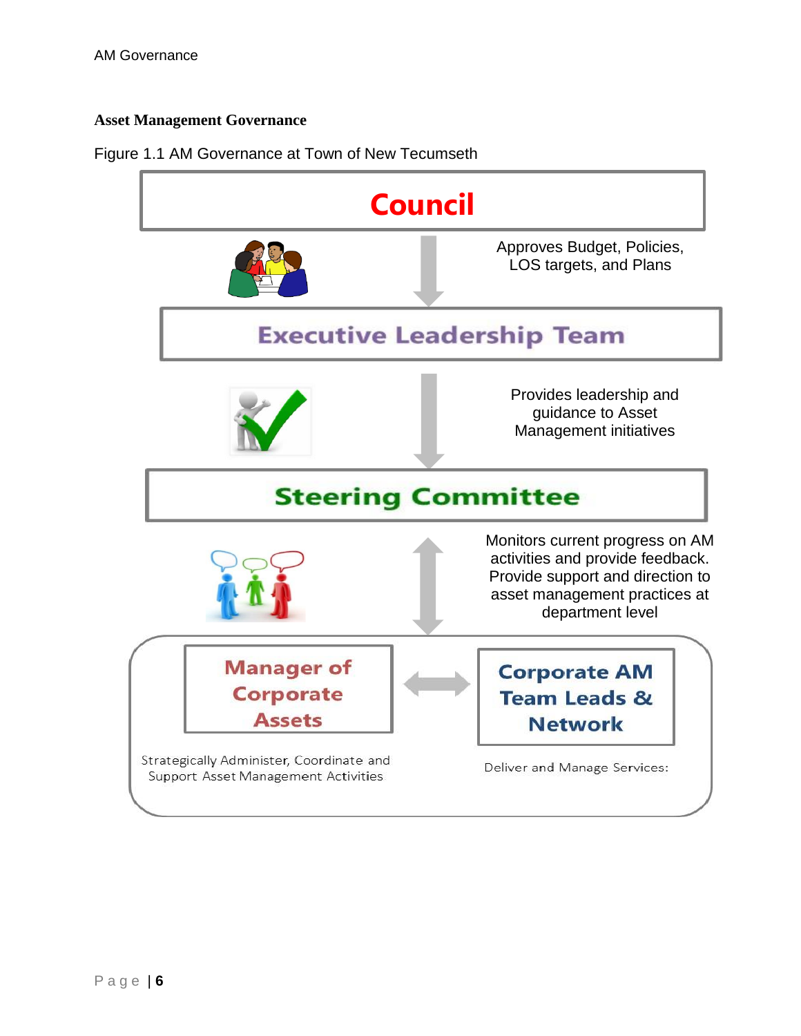## Asset Management Governance

Figure 1.1 AM Governance at Town of New Tecumseth

**Council**

Approves Budget, Policies, LOS targets, and Plans

**Executive Leadership Team**

Provides leadership and guidance to Asset Management initiatives

**Steering Committee**

Monitors current progress on AM activities and provide feedback. Provide support and direction to asset management practices at department level

**Manager of Corporate Assets**

Strategically Administer, Coordinate and Support Asset Management Activities

**Corporate AM Team Leads & Network**

Deliver and Manage Services: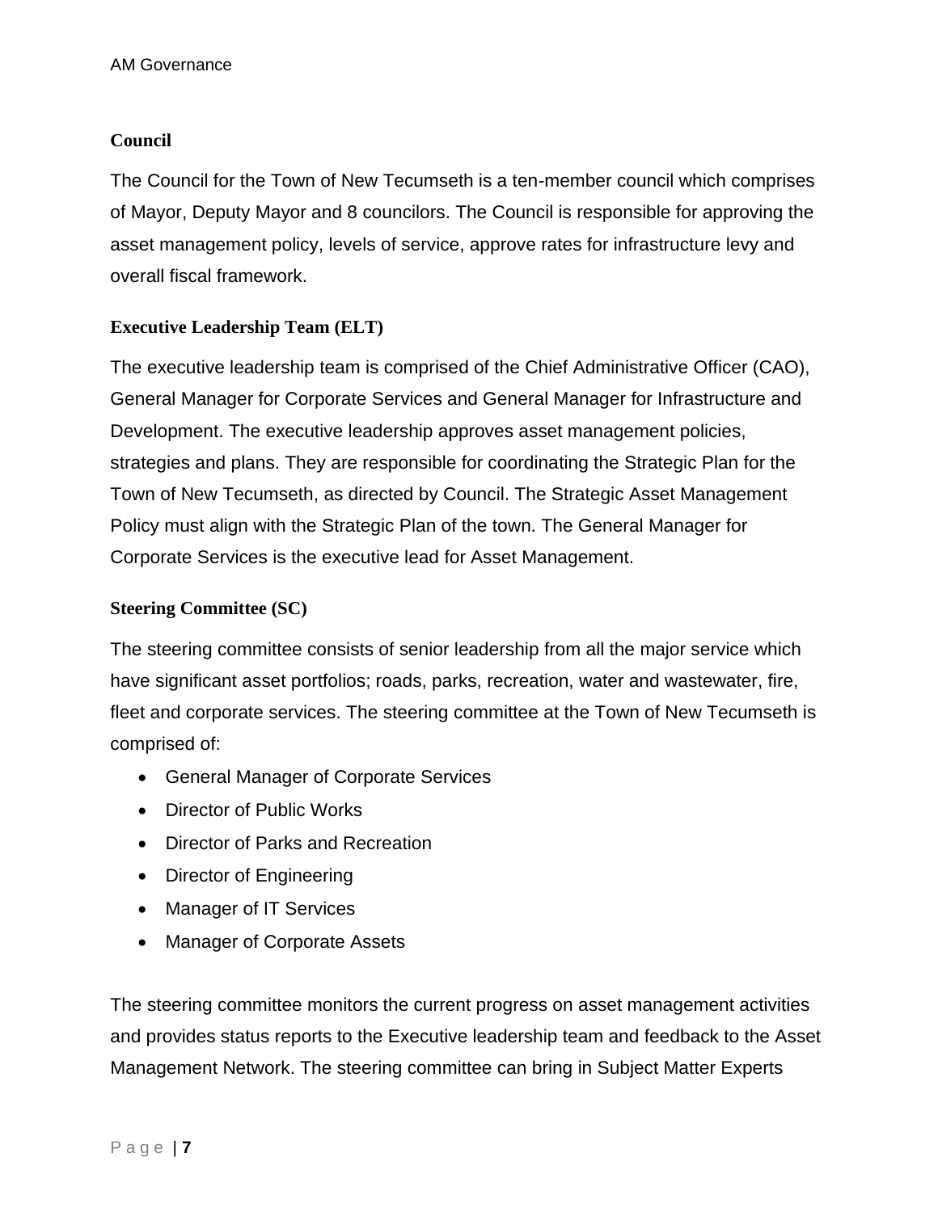### Council

The Council for the Town of New Tecumseth is a ten-member council which comprises of Mayor, Deputy Mayor and 8 councilors. The Council is responsible for approving the asset management policy, levels of service, approve rates for infrastructure levy and overall fiscal framework.

### Executive Leadership Team (ELT)

The executive leadership team is comprised of the Chief Administrative Officer (CAO), General Manager for Corporate Services and General Manager for Infrastructure and Development. The executive leadership approves asset management policies, strategies and plans. They are responsible for coordinating the Strategic Plan for the Town of New Tecumseth, as directed by Council. The Strategic Asset Management Policy must align with the Strategic Plan of the town. The General Manager for Corporate Services is the executive lead for Asset Management.

### Steering Committee (SC)

The steering committee consists of senior leadership from all the major service which have significant asset portfolios; roads, parks, recreation, water and wastewater, fire, fleet and corporate services. The steering committee at the Town of New Tecumseth is comprised of:

- General Manager of Corporate Services
- Director of Public Works
- Director of Parks and Recreation
- Director of Engineering
- Manager of IT Services
- Manager of Corporate Assets

The steering committee monitors the current progress on asset management activities and provides status reports to the Executive leadership team and feedback to the Asset Management Network. The steering committee can bring in Subject Matter Experts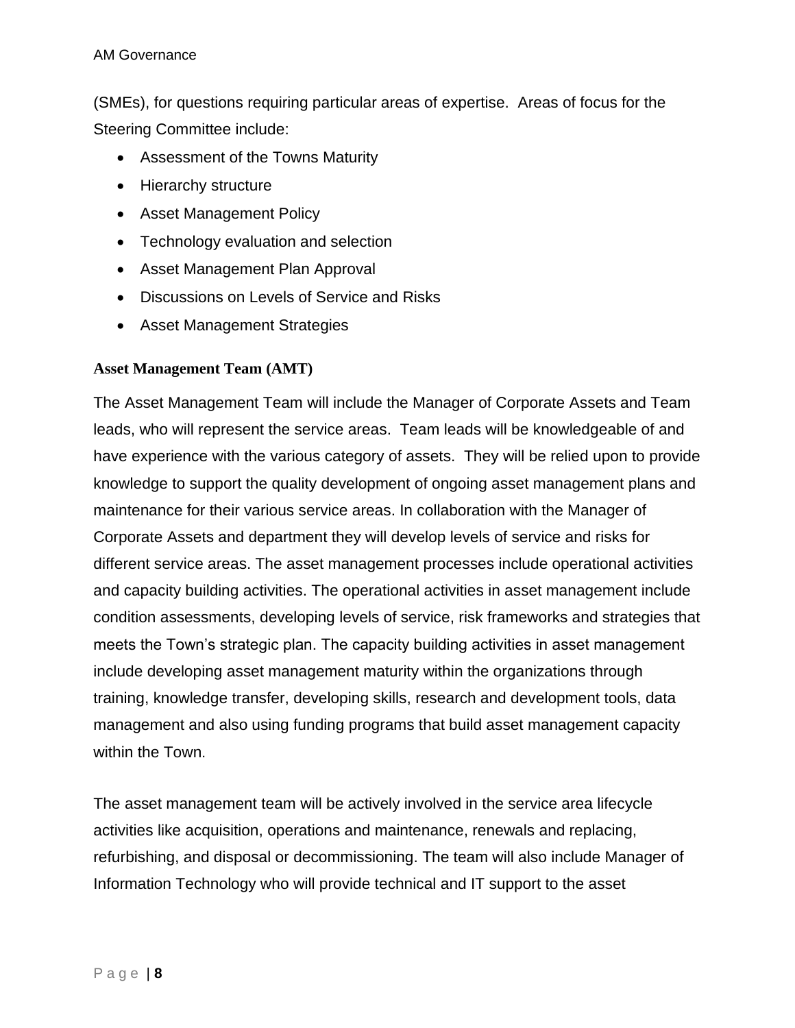(SMEs), for questions requiring particular areas of expertise.  Areas of focus for the Steering Committee include:

- Assessment of the Towns Maturity
- Hierarchy structure
- Asset Management Policy
- Technology evaluation and selection
- Asset Management Plan Approval
- Discussions on Levels of Service and Risks
- Asset Management Strategies

**Asset Management Team (AMT)**

The Asset Management Team will include the Manager of Corporate Assets and Team leads, who will represent the service areas.  Team leads will be knowledgeable of and have experience with the various category of assets.  They will be relied upon to provide knowledge to support the quality development of ongoing asset management plans and maintenance for their various service areas. In collaboration with the Manager of Corporate Assets and department they will develop levels of service and risks for different service areas. The asset management processes include operational activities and capacity building activities. The operational activities in asset management include condition assessments, developing levels of service, risk frameworks and strategies that meets the Town's strategic plan. The capacity building activities in asset management include developing asset management maturity within the organizations through training, knowledge transfer, developing skills, research and development tools, data management and also using funding programs that build asset management capacity within the Town.

The asset management team will be actively involved in the service area lifecycle activities like acquisition, operations and maintenance, renewals and replacing, refurbishing, and disposal or decommissioning. The team will also include Manager of Information Technology who will provide technical and IT support to the asset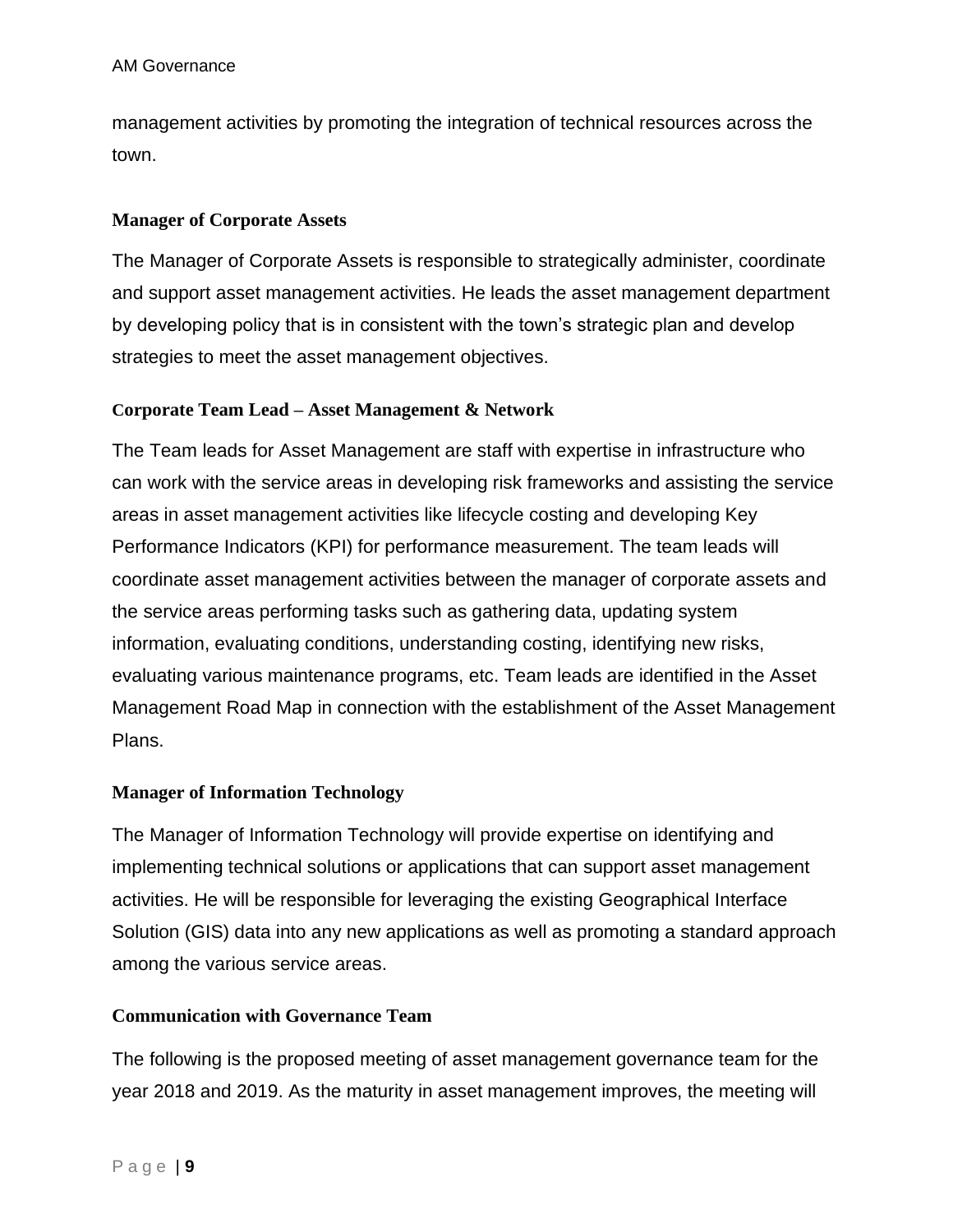management activities by promoting the integration of technical resources across the town.

### Manager of Corporate Assets

The Manager of Corporate Assets is responsible to strategically administer, coordinate and support asset management activities. He leads the asset management department by developing policy that is in consistent with the town's strategic plan and develop strategies to meet the asset management objectives.

### Corporate Team Lead – Asset Management & Network

The Team leads for Asset Management are staff with expertise in infrastructure who can work with the service areas in developing risk frameworks and assisting the service areas in asset management activities like lifecycle costing and developing Key Performance Indicators (KPI) for performance measurement. The team leads will coordinate asset management activities between the manager of corporate assets and the service areas performing tasks such as gathering data, updating system information, evaluating conditions, understanding costing, identifying new risks, evaluating various maintenance programs, etc. Team leads are identified in the Asset Management Road Map in connection with the establishment of the Asset Management Plans.

### Manager of Information Technology

The Manager of Information Technology will provide expertise on identifying and implementing technical solutions or applications that can support asset management activities. He will be responsible for leveraging the existing Geographical Interface Solution (GIS) data into any new applications as well as promoting a standard approach among the various service areas.

### Communication with Governance Team

The following is the proposed meeting of asset management governance team for the year 2018 and 2019. As the maturity in asset management improves, the meeting will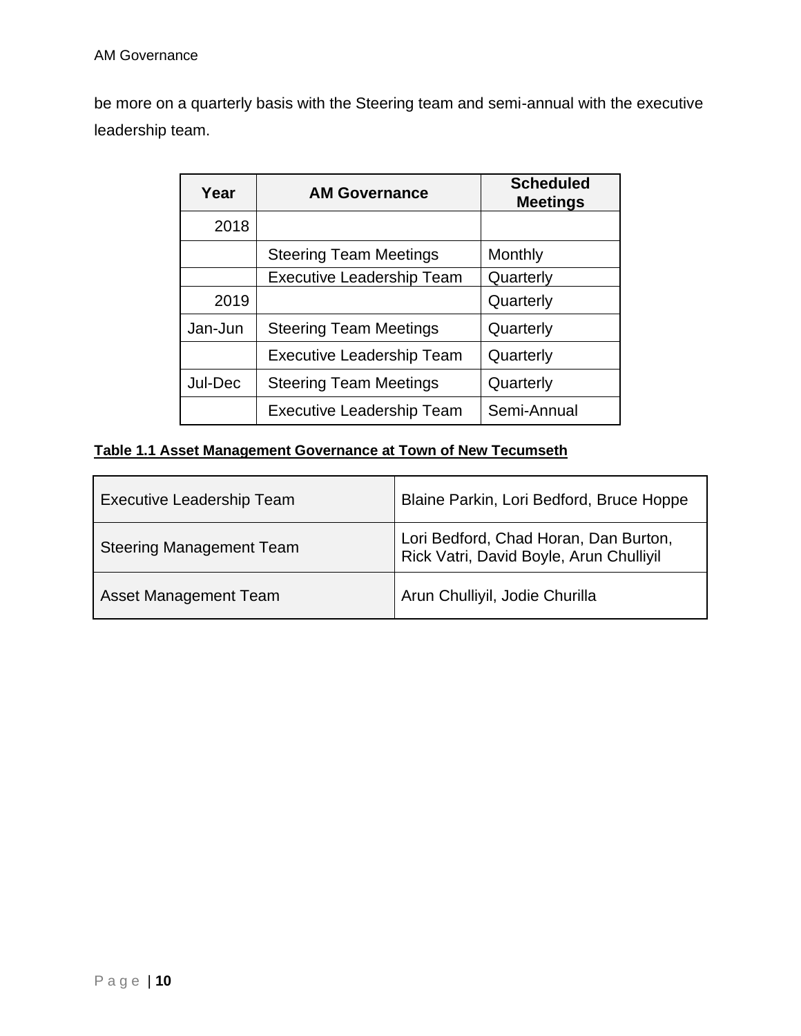be more on a quarterly basis with the Steering team and semi-annual with the executive leadership team.

| Year | AM Governance | Scheduled Meetings |
|---|---|---|
| 2018 | | |
| | Steering Team Meetings | Monthly |
| | Executive Leadership Team | Quarterly |
| 2019 | | Quarterly |
| Jan-Jun | Steering Team Meetings | Quarterly |
| | Executive Leadership Team | Quarterly |
| Jul-Dec | Steering Team Meetings | Quarterly |
| | Executive Leadership Team | Semi-Annual |

**Table 1.1 Asset Management Governance at Town of New Tecumseth**

| | |
|---|---|
| Executive Leadership Team | Blaine Parkin, Lori Bedford, Bruce Hoppe |
| Steering Management Team | Lori Bedford, Chad Horan, Dan Burton, Rick Vatri, David Boyle, Arun Chulliyil |
| Asset Management Team | Arun Chulliyil, Jodie Churilla |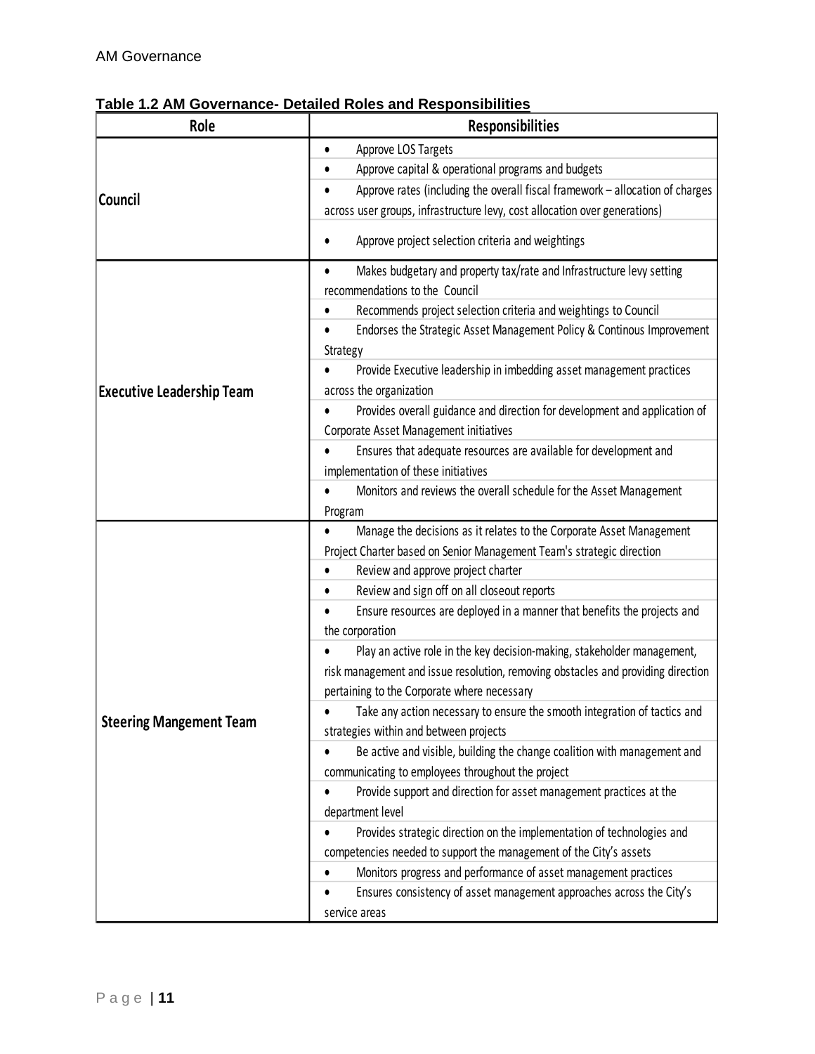**Table 1.2 AM Governance- Detailed Roles and Responsibilities**

| Role | Responsibilities |
|---|---|
| **Council** | • Approve LOS Targets<br>• Approve capital & operational programs and budgets<br>• Approve rates (including the overall fiscal framework – allocation of charges across user groups, infrastructure levy, cost allocation over generations)<br>• Approve project selection criteria and weightings |
| **Executive Leadership Team** | • Makes budgetary and property tax/rate and Infrastructure levy setting recommendations to the Council<br>• Recommends project selection criteria and weightings to Council<br>• Endorses the Strategic Asset Management Policy & Continous Improvement Strategy<br>• Provide Executive leadership in imbedding asset management practices across the organization<br>• Provides overall guidance and direction for development and application of Corporate Asset Management initiatives<br>• Ensures that adequate resources are available for development and implementation of these initiatives<br>• Monitors and reviews the overall schedule for the Asset Management Program |
| **Steering Mangement Team** | • Manage the decisions as it relates to the Corporate Asset Management Project Charter based on Senior Management Team's strategic direction<br>• Review and approve project charter<br>• Review and sign off on all closeout reports<br>• Ensure resources are deployed in a manner that benefits the projects and the corporation<br>• Play an active role in the key decision-making, stakeholder management, risk management and issue resolution, removing obstacles and providing direction pertaining to the Corporate where necessary<br>• Take any action necessary to ensure the smooth integration of tactics and strategies within and between projects<br>• Be active and visible, building the change coalition with management and communicating to employees throughout the project<br>• Provide support and direction for asset management practices at the department level<br>• Provides strategic direction on the implementation of technologies and competencies needed to support the management of the City's assets<br>• Monitors progress and performance of asset management practices<br>• Ensures consistency of asset management approaches across the City's service areas |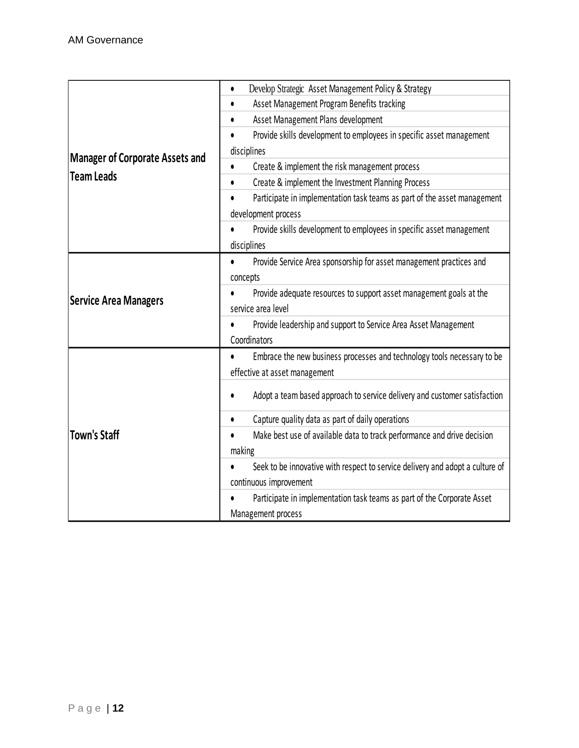| | |
|---|---|
| **Manager of Corporate Assets and Team Leads** | • Develop Strategic Asset Management Policy & Strategy<br>• Asset Management Program Benefits tracking<br>• Asset Management Plans development<br>• Provide skills development to employees in specific asset management disciplines<br>• Create & implement the risk management process<br>• Create & implement the Investment Planning Process<br>• Participate in implementation task teams as part of the asset management development process<br>• Provide skills development to employees in specific asset management disciplines |
| **Service Area Managers** | • Provide Service Area sponsorship for asset management practices and concepts<br>• Provide adequate resources to support asset management goals at the service area level<br>• Provide leadership and support to Service Area Asset Management Coordinators |
| **Town's Staff** | • Embrace the new business processes and technology tools necessary to be effective at asset management<br>• Adopt a team based approach to service delivery and customer satisfaction<br>• Capture quality data as part of daily operations<br>• Make best use of available data to track performance and drive decision making<br>• Seek to be innovative with respect to service delivery and adopt a culture of continuous improvement<br>• Participate in implementation task teams as part of the Corporate Asset Management process |